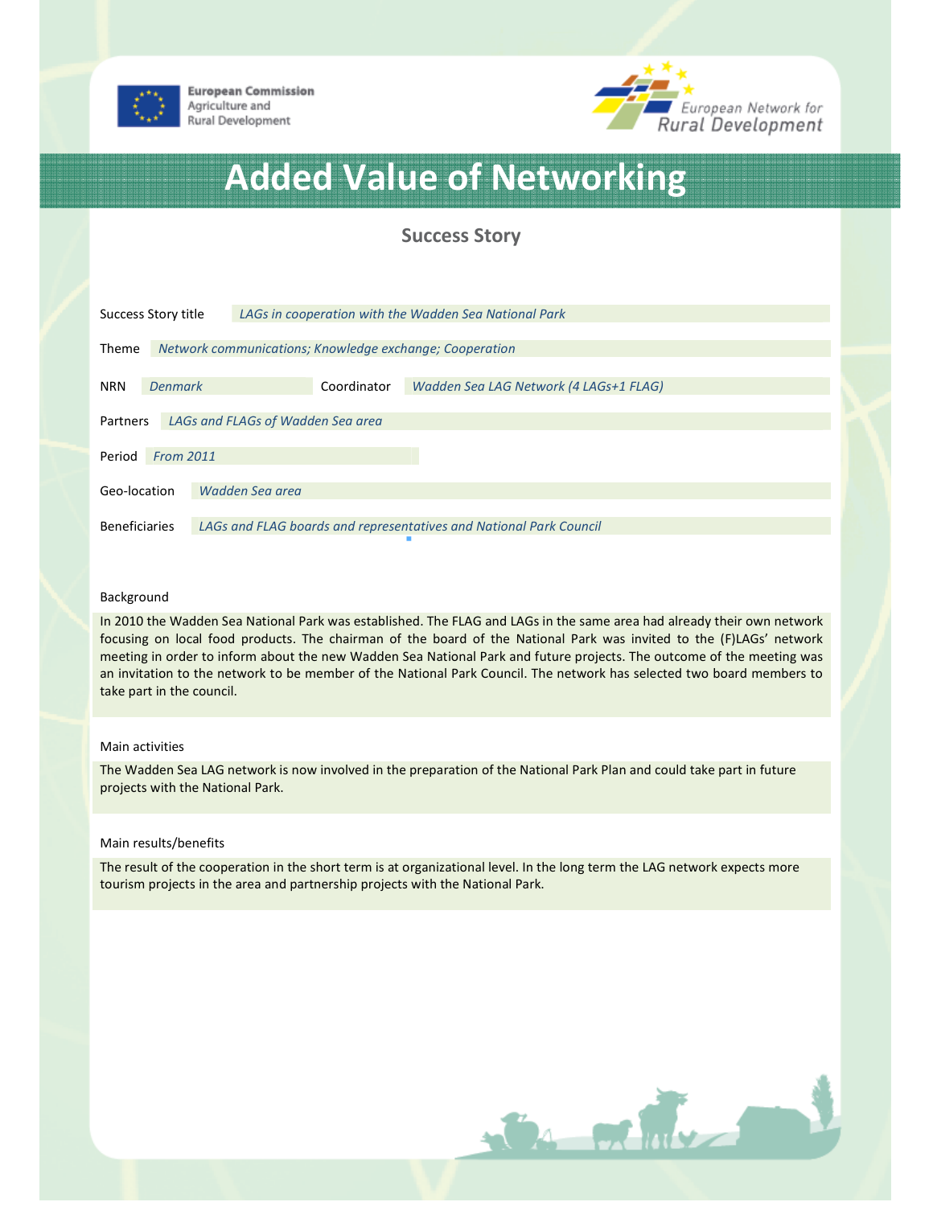European Commission
Agriculture and
Rural Development

European Network for
Rural Development

# Added Value of Networking

## Success Story

Success Story title *LAGs in cooperation with the Wadden Sea National Park*

Theme *Network communications; Knowledge exchange; Cooperation*

NRN *Denmark* Coordinator *Wadden Sea LAG Network (4 LAGs+1 FLAG)*

Partners *LAGs and FLAGs of Wadden Sea area*

Period *From 2011*

Geo-location *Wadden Sea area*

Beneficiaries *LAGs and FLAG boards and representatives and National Park Council*

### Background

In 2010 the Wadden Sea National Park was established. The FLAG and LAGs in the same area had already their own network focusing on local food products. The chairman of the board of the National Park was invited to the (F)LAGs' network meeting in order to inform about the new Wadden Sea National Park and future projects. The outcome of the meeting was an invitation to the network to be member of the National Park Council. The network has selected two board members to take part in the council.

### Main activities

The Wadden Sea LAG network is now involved in the preparation of the National Park Plan and could take part in future projects with the National Park.

### Main results/benefits

The result of the cooperation in the short term is at organizational level. In the long term the LAG network expects more tourism projects in the area and partnership projects with the National Park.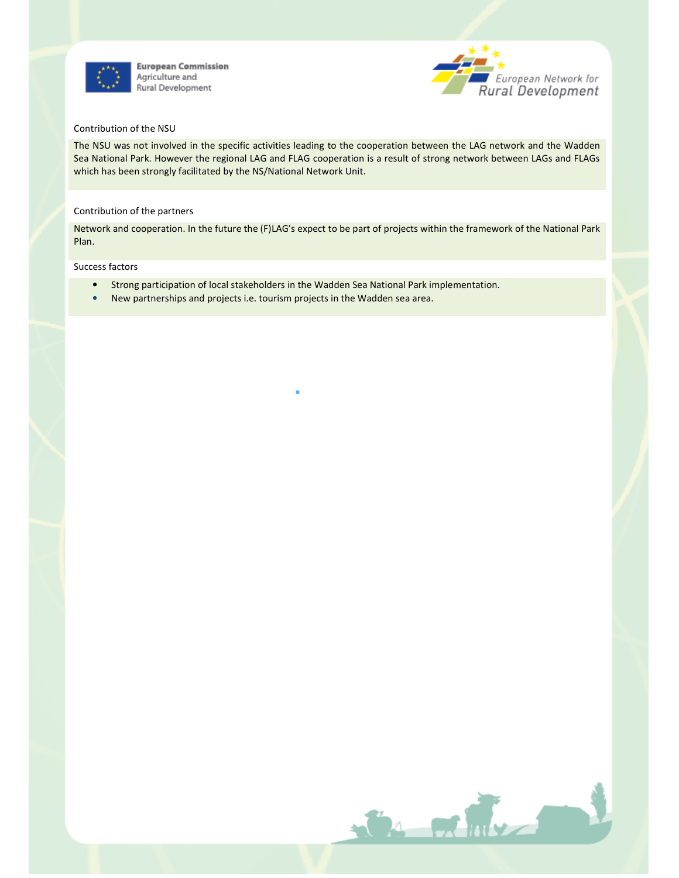Contribution of the NSU

The NSU was not involved in the specific activities leading to the cooperation between the LAG network and the Wadden Sea National Park. However the regional LAG and FLAG cooperation is a result of strong network between LAGs and FLAGs which has been strongly facilitated by the NS/National Network Unit.

Contribution of the partners

Network and cooperation. In the future the (F)LAG's expect to be part of projects within the framework of the National Park Plan.

Success factors

- Strong participation of local stakeholders in the Wadden Sea National Park implementation.
- New partnerships and projects i.e. tourism projects in the Wadden sea area.